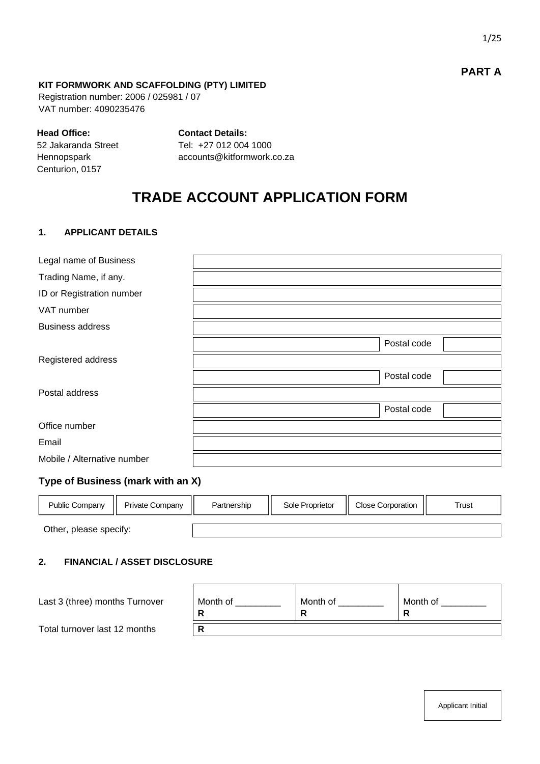**PART A**

**KIT FORMWORK AND SCAFFOLDING (PTY) LIMITED**
Registration number: 2006 / 025981 / 07
VAT number: 4090235476

**Head Office:**
52 Jakaranda Street
Hennopspark
Centurion, 0157

**Contact Details:**
Tel: +27 012 004 1000
accounts@kitformwork.co.za

# TRADE ACCOUNT APPLICATION FORM

## 1. APPLICANT DETAILS

| | | | |
|---|---|---|---|
| Legal name of Business | | | |
| Trading Name, if any. | | | |
| ID or Registration number | | | |
| VAT number | | | |
| Business address | | | |
| | | Postal code | |
| Registered address | | | |
| | | Postal code | |
| Postal address | | | |
| | | Postal code | |
| Office number | | | |
| Email | | | |
| Mobile / Alternative number | | | |

### Type of Business (mark with an X)

| Public Company | Private Company | Partnership | Sole Proprietor | Close Corporation | Trust |
|---|---|---|---|---|---|
| | | | | | |

Other, please specify: ____________________

## 2. FINANCIAL / ASSET DISCLOSURE

| | | | |
|---|---|---|---|
| Last 3 (three) months Turnover | Month of _________ **R** | Month of _________ **R** | Month of _________ **R** |
| Total turnover last 12 months | **R** | | |

Applicant Initial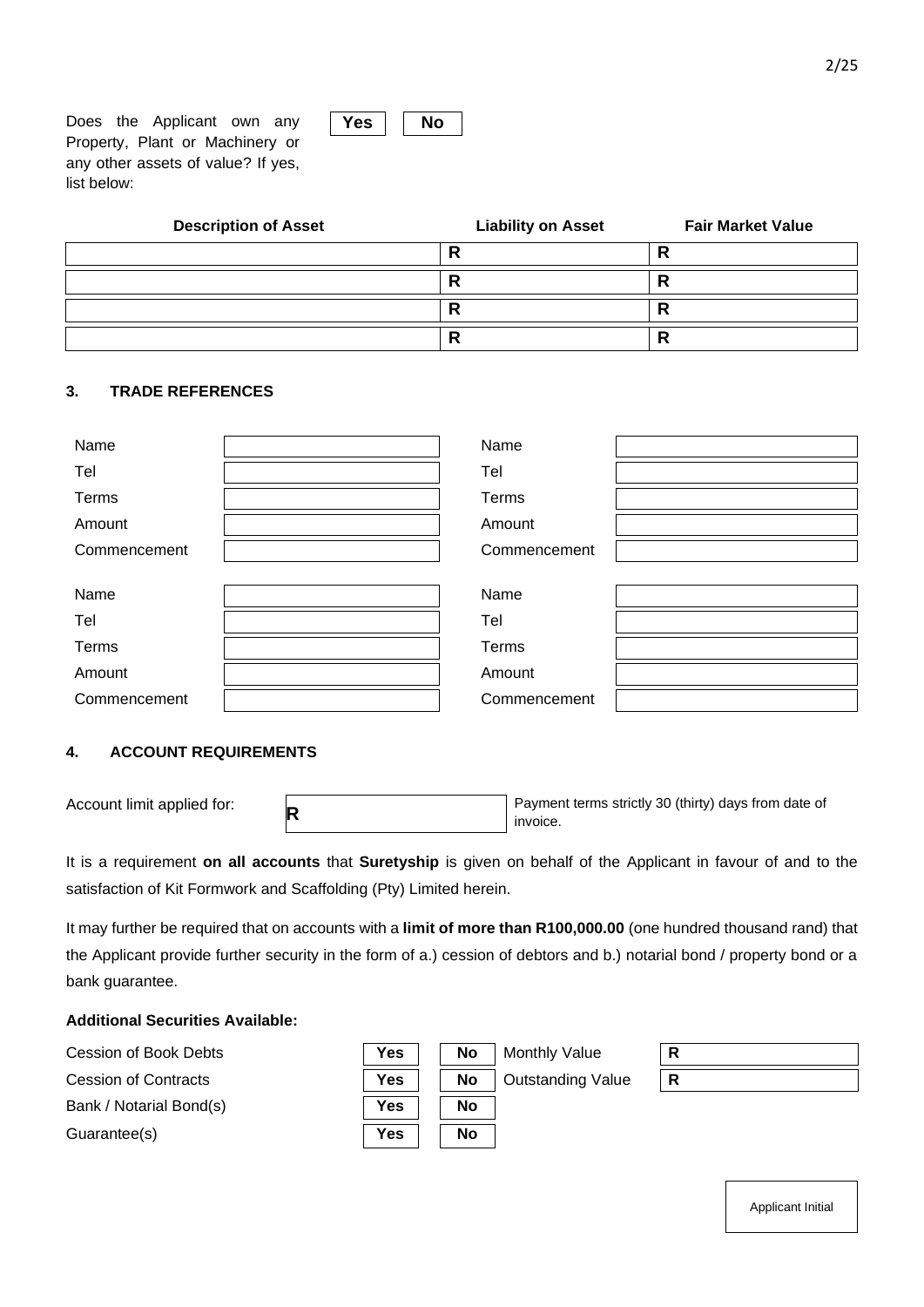Does the Applicant own any Property, Plant or Machinery or any other assets of value? If yes, list below: **Yes** **No**

| Description of Asset | Liability on Asset | Fair Market Value |
| --- | --- | --- |
| | R | R |
| | R | R |
| | R | R |
| | R | R |

## 3. TRADE REFERENCES

| | | | |
| --- | --- | --- | --- |
| Name | | Name | |
| Tel | | Tel | |
| Terms | | Terms | |
| Amount | | Amount | |
| Commencement | | Commencement | |
| Name | | Name | |
| Tel | | Tel | |
| Terms | | Terms | |
| Amount | | Amount | |
| Commencement | | Commencement | |

## 4. ACCOUNT REQUIREMENTS

Account limit applied for: **R** Payment terms strictly 30 (thirty) days from date of invoice.

It is a requirement **on all accounts** that **Suretyship** is given on behalf of the Applicant in favour of and to the satisfaction of Kit Formwork and Scaffolding (Pty) Limited herein.

It may further be required that on accounts with a **limit of more than R100,000.00** (one hundred thousand rand) that the Applicant provide further security in the form of a.) cession of debtors and b.) notarial bond / property bond or a bank guarantee.

**Additional Securities Available:**

| | | | | |
| --- | --- | --- | --- | --- |
| Cession of Book Debts | **Yes** | **No** | Monthly Value | **R** |
| Cession of Contracts | **Yes** | **No** | Outstanding Value | **R** |
| Bank / Notarial Bond(s) | **Yes** | **No** | | |
| Guarantee(s) | **Yes** | **No** | | |

Applicant Initial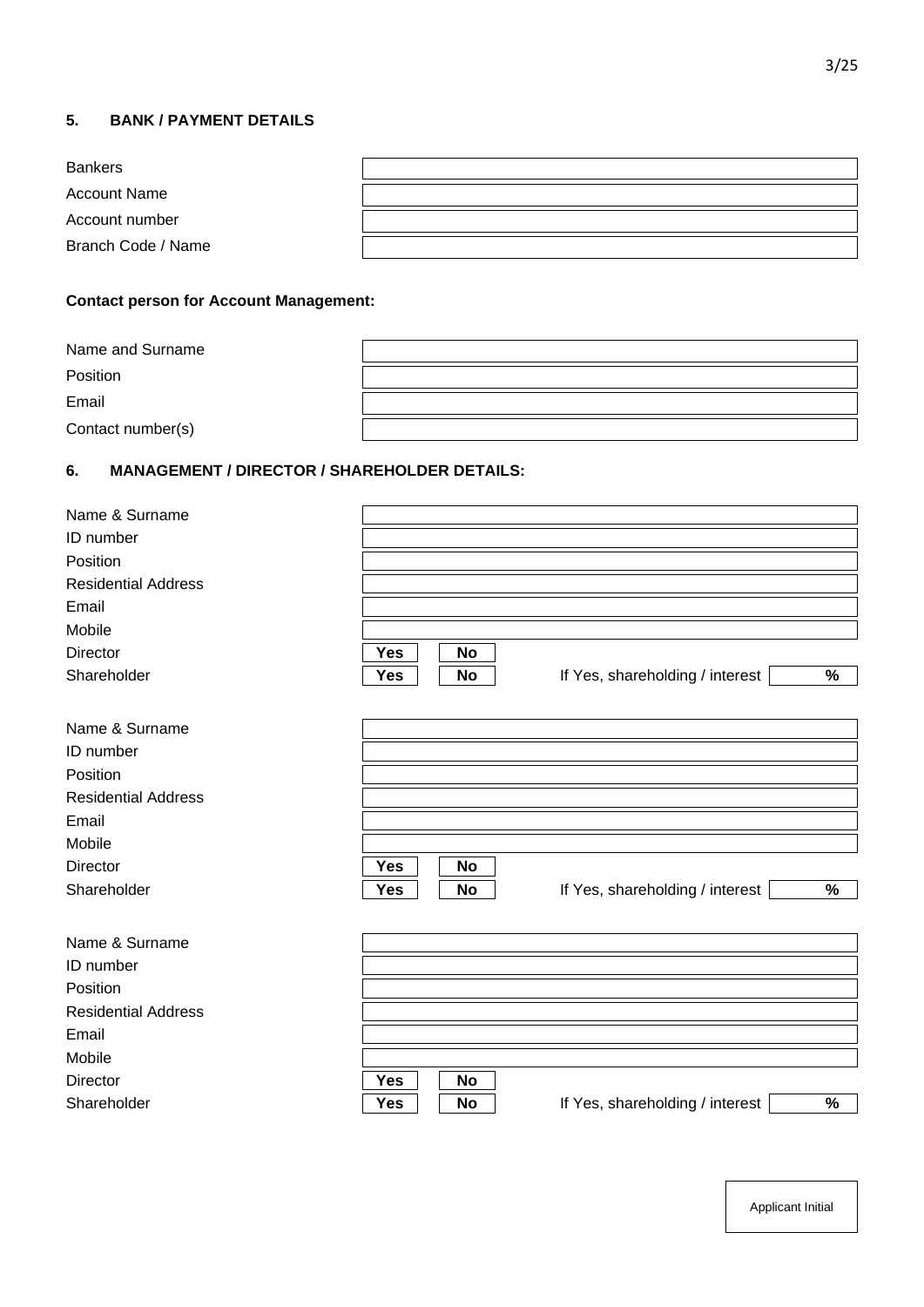## 5. BANK / PAYMENT DETAILS

| | |
|---|---|
| Bankers | |
| Account Name | |
| Account number | |
| Branch Code / Name | |

**Contact person for Account Management:**

| | |
|---|---|
| Name and Surname | |
| Position | |
| Email | |
| Contact number(s) | |

## 6. MANAGEMENT / DIRECTOR / SHAREHOLDER DETAILS:

| | | | | |
|---|---|---|---|---|
| Name & Surname | | | | |
| ID number | | | | |
| Position | | | | |
| Residential Address | | | | |
| Email | | | | |
| Mobile | | | | |
| Director | **Yes** | **No** | | |
| Shareholder | **Yes** | **No** | If Yes, shareholding / interest | **%** |

| | | | | |
|---|---|---|---|---|
| Name & Surname | | | | |
| ID number | | | | |
| Position | | | | |
| Residential Address | | | | |
| Email | | | | |
| Mobile | | | | |
| Director | **Yes** | **No** | | |
| Shareholder | **Yes** | **No** | If Yes, shareholding / interest | **%** |

| | | | | |
|---|---|---|---|---|
| Name & Surname | | | | |
| ID number | | | | |
| Position | | | | |
| Residential Address | | | | |
| Email | | | | |
| Mobile | | | | |
| Director | **Yes** | **No** | | |
| Shareholder | **Yes** | **No** | If Yes, shareholding / interest | **%** |

Applicant Initial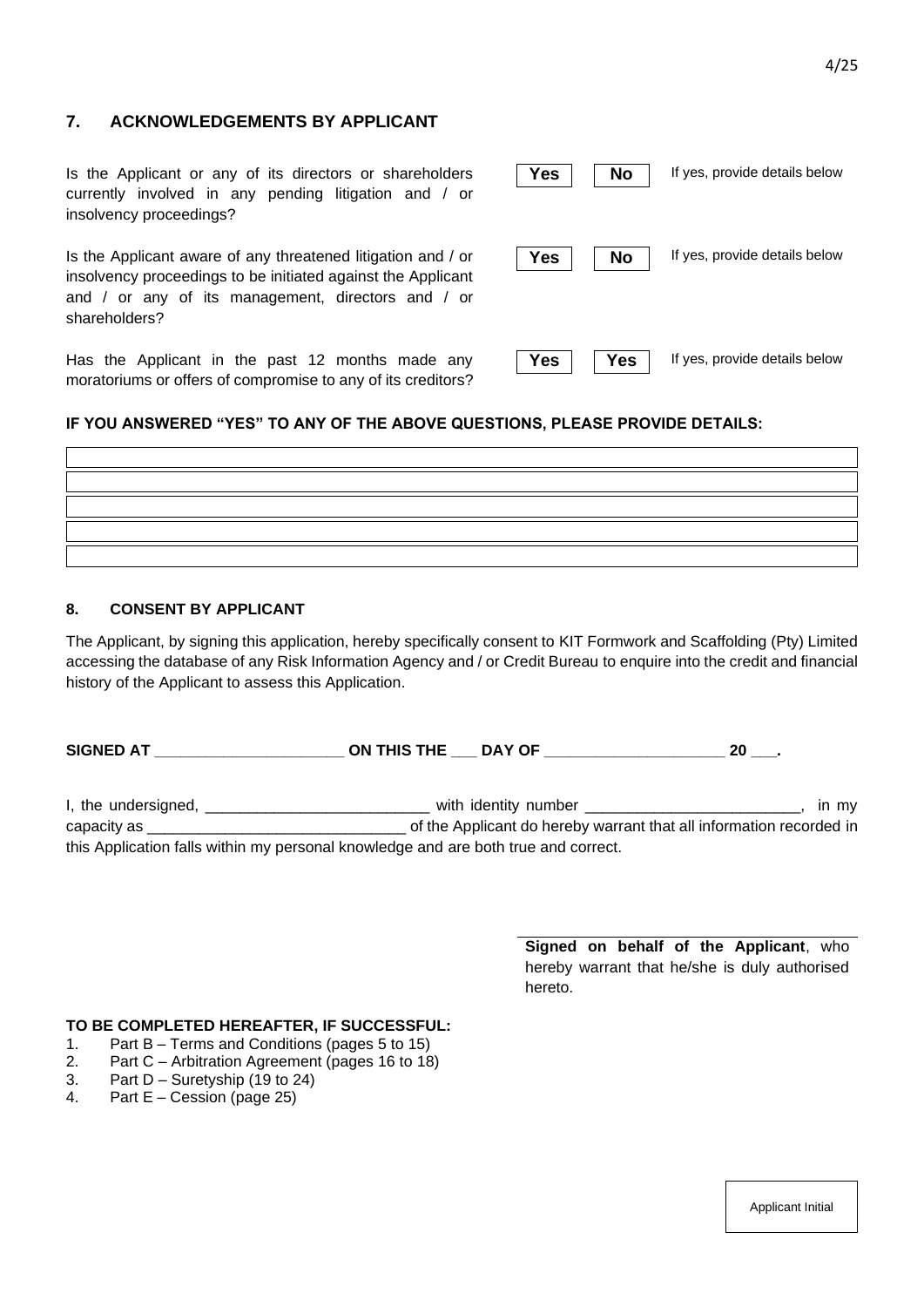## 7. ACKNOWLEDGEMENTS BY APPLICANT

| | | | |
|---|---|---|---|
| Is the Applicant or any of its directors or shareholders currently involved in any pending litigation and / or insolvency proceedings? | **Yes** | **No** | If yes, provide details below |
| Is the Applicant aware of any threatened litigation and / or insolvency proceedings to be initiated against the Applicant and / or any of its management, directors and / or shareholders? | **Yes** | **No** | If yes, provide details below |
| Has the Applicant in the past 12 months made any moratoriums or offers of compromise to any of its creditors? | **Yes** | **Yes** | If yes, provide details below |

**IF YOU ANSWERED "YES" TO ANY OF THE ABOVE QUESTIONS, PLEASE PROVIDE DETAILS:**

| |
|---|
| |
| |
| |
| |
| |

### 8. CONSENT BY APPLICANT

The Applicant, by signing this application, hereby specifically consent to KIT Formwork and Scaffolding (Pty) Limited accessing the database of any Risk Information Agency and / or Credit Bureau to enquire into the credit and financial history of the Applicant to assess this Application.

**SIGNED AT ______________________ ON THIS THE ___ DAY OF _____________________ 20 ___.**

I, the undersigned, ___________________________ with identity number _________________________, in my capacity as _______________________________ of the Applicant do hereby warrant that all information recorded in this Application falls within my personal knowledge and are both true and correct.

______________________________

**Signed on behalf of the Applicant**, who hereby warrant that he/she is duly authorised hereto.

**TO BE COMPLETED HEREAFTER, IF SUCCESSFUL:**

1. Part B – Terms and Conditions (pages 5 to 15)
2. Part C – Arbitration Agreement (pages 16 to 18)
3. Part D – Suretyship (19 to 24)
4. Part E – Cession (page 25)

Applicant Initial